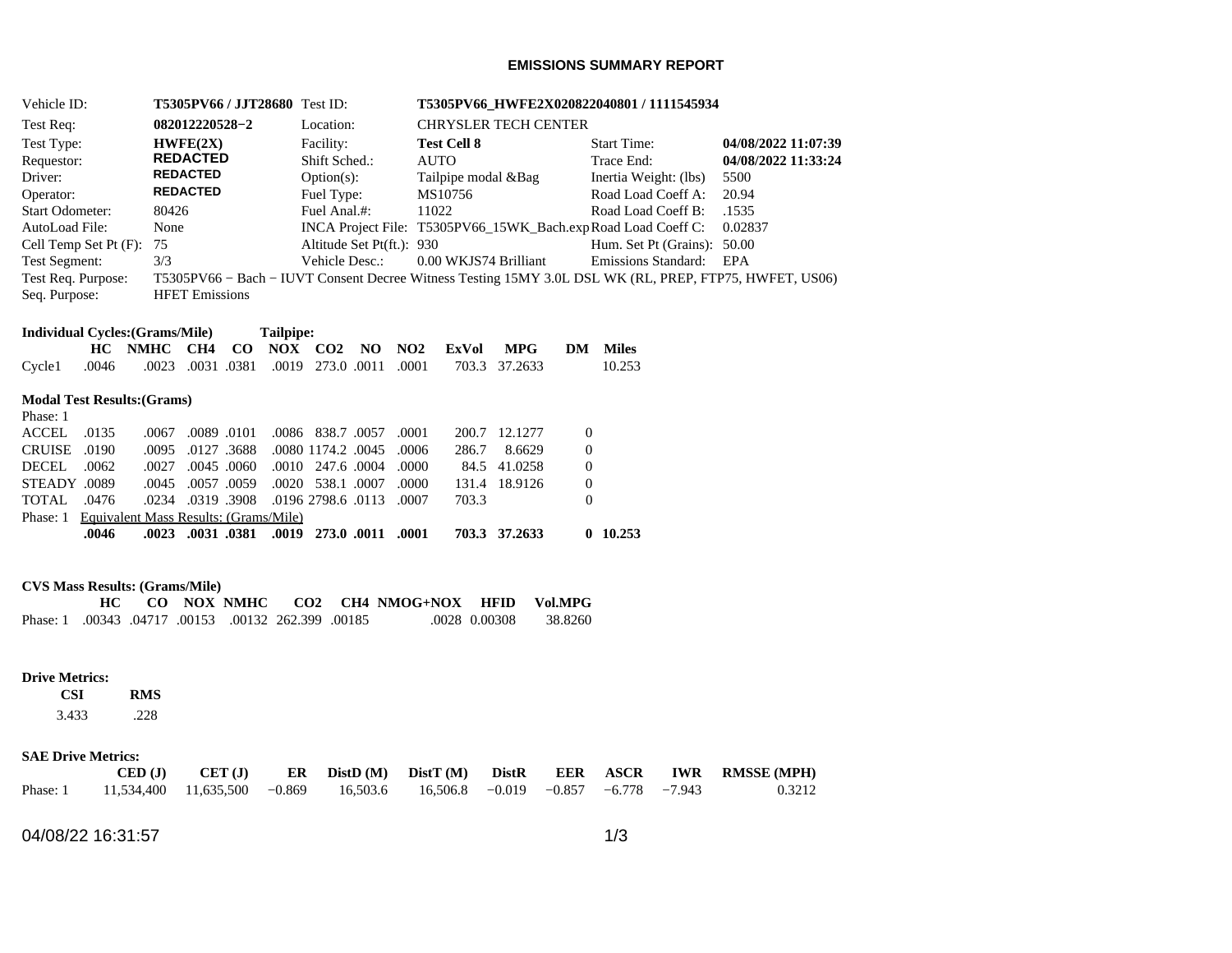# EMISSIONS SUMMARY REPORT

| | | | | | |
|---|---|---|---|---|---|
| Vehicle ID: | **T5305PV66 / JJT28680** | Test ID: | **T5305PV66_HWFE2X020822040801 / 1111545934** | | |
| Test Req: | **082012220528−2** | Location: | CHRYSLER TECH CENTER | | |
| Test Type: | **HWFE(2X)** | Facility: | **Test Cell 8** | Start Time: | **04/08/2022 11:07:39** |
| Requestor: | **REDACTED** | Shift Sched.: | AUTO | Trace End: | **04/08/2022 11:33:24** |
| Driver: | **REDACTED** | Option(s): | Tailpipe modal &Bag | Inertia Weight: (lbs) | 5500 |
| Operator: | **REDACTED** | Fuel Type: | MS10756 | Road Load Coeff A: | 20.94 |
| Start Odometer: | 80426 | Fuel Anal.#: | 11022 | Road Load Coeff B: | .1535 |
| AutoLoad File: | None | INCA Project File: | T5305PV66_15WK_Bach.exp | Road Load Coeff C: | 0.02837 |
| Cell Temp Set Pt (F): | 75 | Altitude Set Pt(ft.): | 930 | Hum. Set Pt (Grains): | 50.00 |
| Test Segment: | 3/3 | Vehicle Desc.: | 0.00 WKJS74 Brilliant | Emissions Standard: | EPA |

Test Req. Purpose: T5305PV66 − Bach − IUVT Consent Decree Witness Testing 15MY 3.0L DSL WK (RL, PREP, FTP75, HWFET, US06)

Seq. Purpose: HFET Emissions

**Individual Cycles:(Grams/Mile)** **Tailpipe:**

| | HC | NMHC | CH4 | CO | NOX | CO2 | NO | NO2 | ExVol | MPG | DM | Miles |
|---|---|---|---|---|---|---|---|---|---|---|---|---|
| Cycle1 | .0046 | .0023 | .0031 | .0381 | .0019 | 273.0 | .0011 | .0001 | 703.3 | 37.2633 | | 10.253 |

**Modal Test Results:(Grams)**

Phase: 1

| | HC | NMHC | CH4 | CO | NOX | CO2 | NO | NO2 | ExVol | MPG | DM | Miles |
|---|---|---|---|---|---|---|---|---|---|---|---|---|
| ACCEL | .0135 | .0067 | .0089 | .0101 | .0086 | 838.7 | .0057 | .0001 | 200.7 | 12.1277 | 0 | |
| CRUISE | .0190 | .0095 | .0127 | .3688 | .0080 | 1174.2 | .0045 | .0006 | 286.7 | 8.6629 | 0 | |
| DECEL | .0062 | .0027 | .0045 | .0060 | .0010 | 247.6 | .0004 | .0000 | 84.5 | 41.0258 | 0 | |
| STEADY | .0089 | .0045 | .0057 | .0059 | .0020 | 538.1 | .0007 | .0000 | 131.4 | 18.9126 | 0 | |
| TOTAL | .0476 | .0234 | .0319 | .3908 | .0196 | 2798.6 | .0113 | .0007 | 703.3 | | 0 | |
| Phase: 1 Equivalent Mass Results: (Grams/Mile) | | | | | | | | | | | | |
| | **.0046** | **.0023** | **.0031** | **.0381** | **.0019** | **273.0** | **.0011** | **.0001** | **703.3** | **37.2633** | **0** | **10.253** |

**CVS Mass Results: (Grams/Mile)**

| | HC | CO | NOX | NMHC | CO2 | CH4 | NMOG+NOX | HFID | Vol.MPG |
|---|---|---|---|---|---|---|---|---|---|
| Phase: 1 | .00343 | .04717 | .00153 | .00132 | 262.399 | .00185 | .0028 | 0.00308 | 38.8260 |

**Drive Metrics:**

| CSI | RMS |
|---|---|
| 3.433 | .228 |

**SAE Drive Metrics:**

| | CED (J) | CET (J) | ER | DistD (M) | DistT (M) | DistR | EER | ASCR | IWR | RMSSE (MPH) |
|---|---|---|---|---|---|---|---|---|---|---|
| Phase: 1 | 11,534,400 | 11,635,500 | −0.869 | 16,503.6 | 16,506.8 | −0.019 | −0.857 | −6.778 | −7.943 | 0.3212 |

04/08/22 16:31:57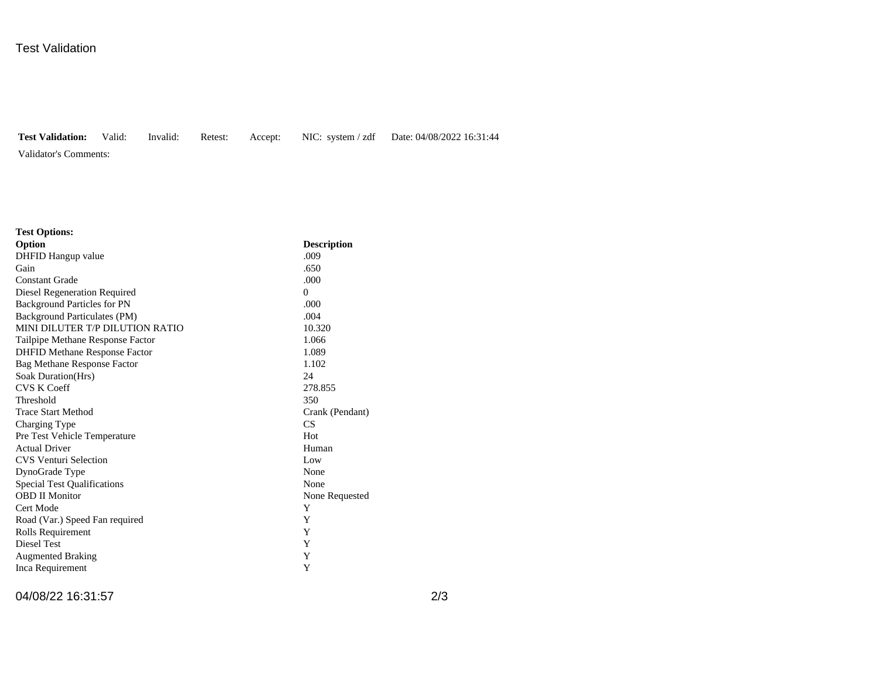Test Validation

**Test Validation:** Valid: Invalid: Retest: Accept: NIC: system / zdf Date: 04/08/2022 16:31:44

Validator's Comments:

**Test Options:**

| **Option** | **Description** |
| --- | --- |
| DHFID Hangup value | .009 |
| Gain | .650 |
| Constant Grade | .000 |
| Diesel Regeneration Required | 0 |
| Background Particles for PN | .000 |
| Background Particulates (PM) | .004 |
| MINI DILUTER T/P DILUTION RATIO | 10.320 |
| Tailpipe Methane Response Factor | 1.066 |
| DHFID Methane Response Factor | 1.089 |
| Bag Methane Response Factor | 1.102 |
| Soak Duration(Hrs) | 24 |
| CVS K Coeff | 278.855 |
| Threshold | 350 |
| Trace Start Method | Crank (Pendant) |
| Charging Type | CS |
| Pre Test Vehicle Temperature | Hot |
| Actual Driver | Human |
| CVS Venturi Selection | Low |
| DynoGrade Type | None |
| Special Test Qualifications | None |
| OBD II Monitor | None Requested |
| Cert Mode | Y |
| Road (Var.) Speed Fan required | Y |
| Rolls Requirement | Y |
| Diesel Test | Y |
| Augmented Braking | Y |
| Inca Requirement | Y |

04/08/22 16:31:57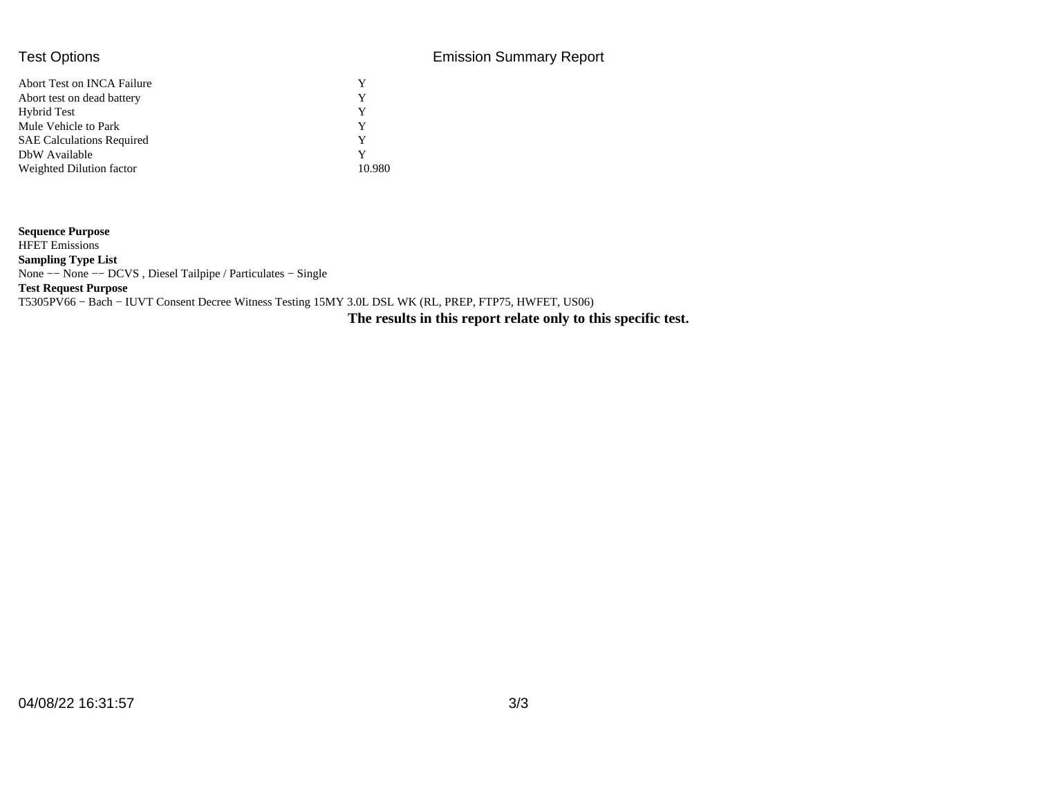## Test Options

## Emission Summary Report

| | |
|---|---|
| Abort Test on INCA Failure | Y |
| Abort test on dead battery | Y |
| Hybrid Test | Y |
| Mule Vehicle to Park | Y |
| SAE Calculations Required | Y |
| DbW Available | Y |
| Weighted Dilution factor | 10.980 |

**Sequence Purpose**
HFET Emissions
**Sampling Type List**
None −− None −− DCVS , Diesel Tailpipe / Particulates − Single
**Test Request Purpose**
T5305PV66 − Bach − IUVT Consent Decree Witness Testing 15MY 3.0L DSL WK (RL, PREP, FTP75, HWFET, US06)

**The results in this report relate only to this specific test.**

04/08/22 16:31:57